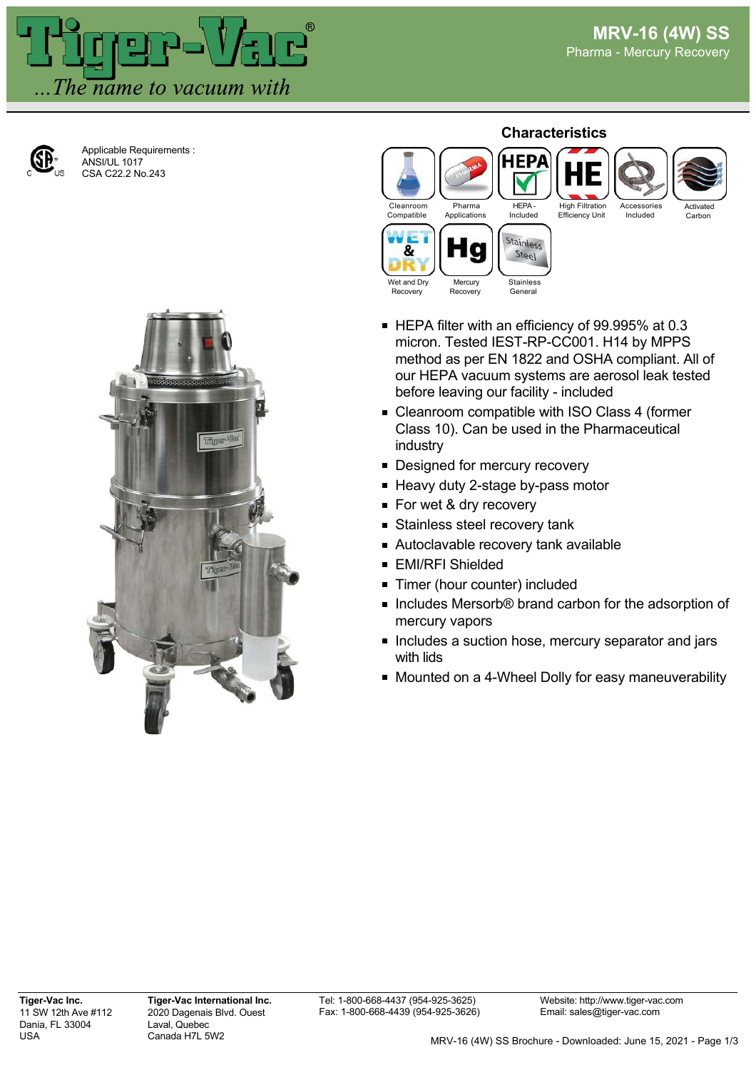# MRV-16 (4W) SS

Pharma - Mercury Recovery

Applicable Requirements :
ANSI/UL 1017
CSA C22.2 No.243

## Characteristics

Cleanroom Compatible | Pharma Applications | HEPA - Included | High Filtration Efficiency Unit | Accessories Included | Activated Carbon | Wet and Dry Recovery | Mercury Recovery | Stainless General

- HEPA filter with an efficiency of 99.995% at 0.3 micron. Tested IEST-RP-CC001. H14 by MPPS method as per EN 1822 and OSHA compliant. All of our HEPA vacuum systems are aerosol leak tested before leaving our facility - included
- Cleanroom compatible with ISO Class 4 (former Class 10). Can be used in the Pharmaceutical industry
- Designed for mercury recovery
- Heavy duty 2-stage by-pass motor
- For wet & dry recovery
- Stainless steel recovery tank
- Autoclavable recovery tank available
- EMI/RFI Shielded
- Timer (hour counter) included
- Includes Mersorb® brand carbon for the adsorption of mercury vapors
- Includes a suction hose, mercury separator and jars with lids
- Mounted on a 4-Wheel Dolly for easy maneuverability

**Tiger-Vac Inc.**
11 SW 12th Ave #112
Dania, FL 33004
USA

**Tiger-Vac International Inc.**
2020 Dagenais Blvd. Ouest
Laval, Quebec
Canada H7L 5W2

Tel: 1-800-668-4437 (954-925-3625)
Fax: 1-800-668-4439 (954-925-3626)

Website: http://www.tiger-vac.com
Email: sales@tiger-vac.com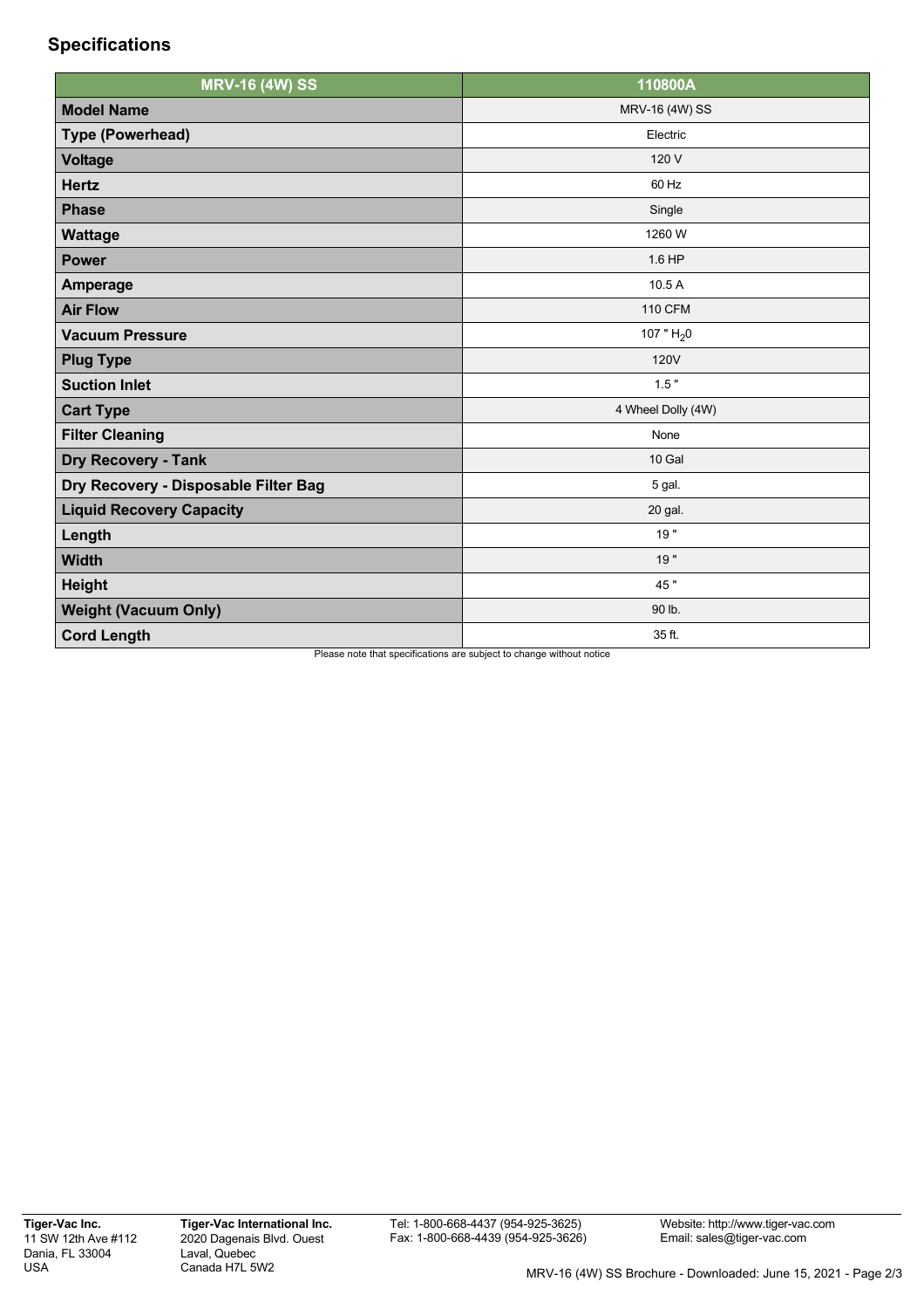## Specifications

| MRV-16 (4W) SS | 110800A |
|---|---|
| Model Name | MRV-16 (4W) SS |
| Type (Powerhead) | Electric |
| Voltage | 120 V |
| Hertz | 60 Hz |
| Phase | Single |
| Wattage | 1260 W |
| Power | 1.6 HP |
| Amperage | 10.5 A |
| Air Flow | 110 CFM |
| Vacuum Pressure | 107 " $H_20$ |
| Plug Type | 120V |
| Suction Inlet | 1.5 " |
| Cart Type | 4 Wheel Dolly (4W) |
| Filter Cleaning | None |
| Dry Recovery - Tank | 10 Gal |
| Dry Recovery - Disposable Filter Bag | 5 gal. |
| Liquid Recovery Capacity | 20 gal. |
| Length | 19 " |
| Width | 19 " |
| Height | 45 " |
| Weight (Vacuum Only) | 90 lb. |
| Cord Length | 35 ft. |

Please note that specifications are subject to change without notice

**Tiger-Vac Inc.**
11 SW 12th Ave #112
Dania, FL 33004
USA

**Tiger-Vac International Inc.**
2020 Dagenais Blvd. Ouest
Laval, Quebec
Canada H7L 5W2

Tel: 1-800-668-4437 (954-925-3625)
Fax: 1-800-668-4439 (954-925-3626)

Website: http://www.tiger-vac.com
Email: sales@tiger-vac.com

MRV-16 (4W) SS Brochure - Downloaded: June 15, 2021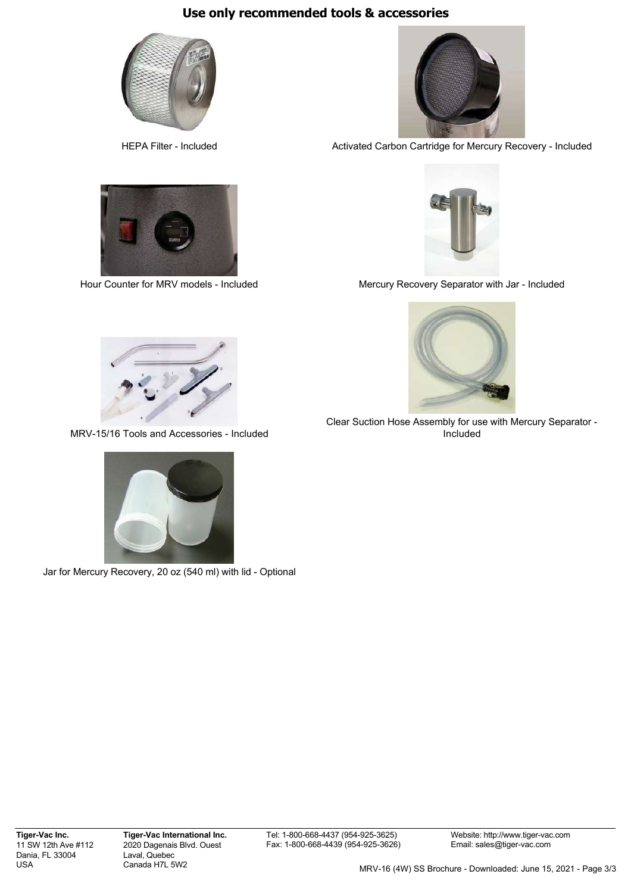# Use only recommended tools & accessories

HEPA Filter - Included

Activated Carbon Cartridge for Mercury Recovery - Included

Hour Counter for MRV models - Included

Mercury Recovery Separator with Jar - Included

MRV-15/16 Tools and Accessories - Included

Clear Suction Hose Assembly for use with Mercury Separator - Included

Jar for Mercury Recovery, 20 oz (540 ml) with lid - Optional

**Tiger-Vac Inc.**
11 SW 12th Ave #112
Dania, FL 33004
USA

**Tiger-Vac International Inc.**
2020 Dagenais Blvd. Ouest
Laval, Quebec
Canada H7L 5W2

Tel: 1-800-668-4437 (954-925-3625)
Fax: 1-800-668-4439 (954-925-3626)

Website: http://www.tiger-vac.com
Email: sales@tiger-vac.com

MRV-16 (4W) SS Brochure - Downloaded: June 15, 2021